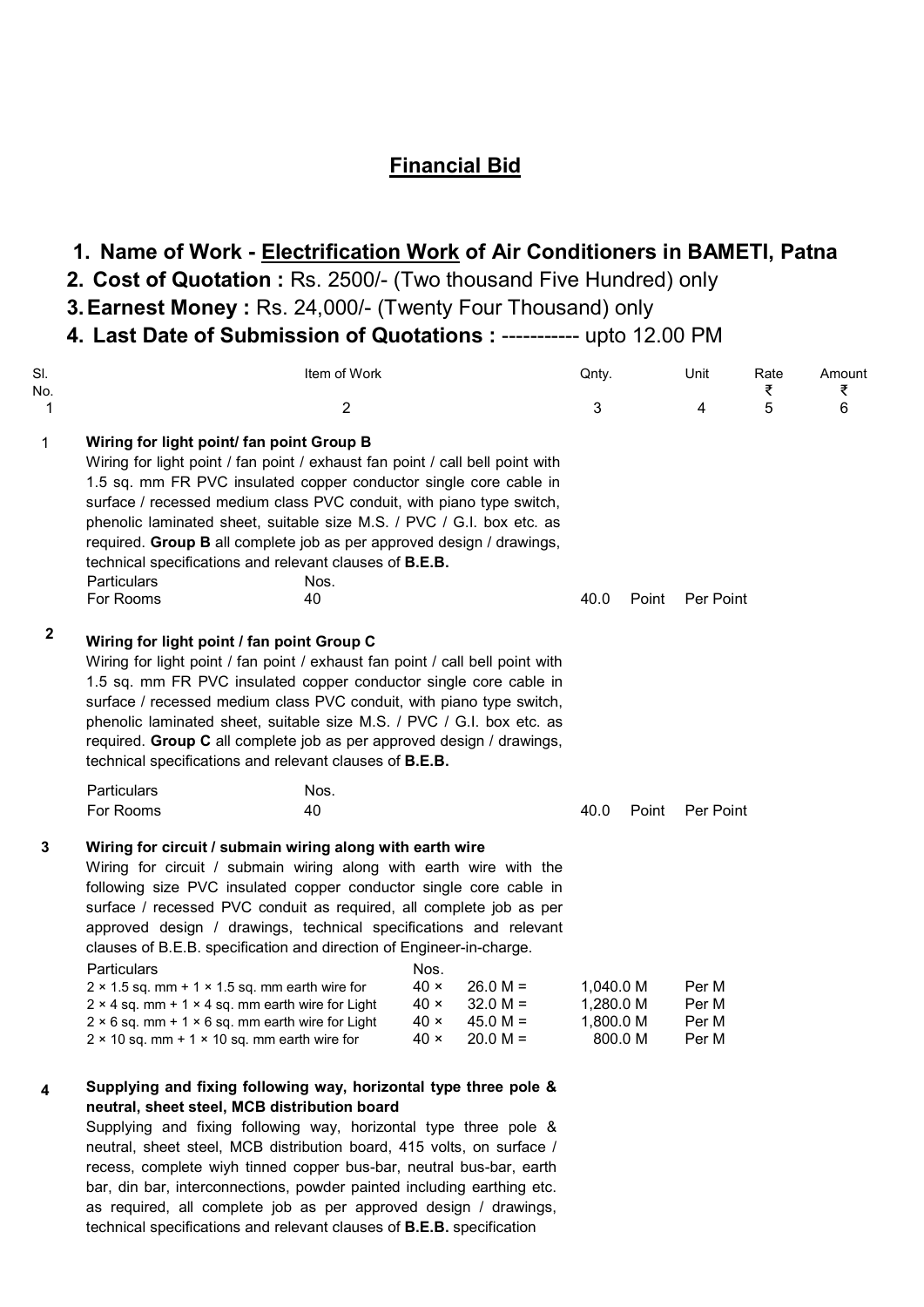# Financial Bid

1. **Name of Work - Electrification Work of Air Conditioners in BAMETI, Patna**
2. **Cost of Quotation :** Rs. 2500/- (Two thousand Five Hundred) only
3. **Earnest Money :** Rs. 24,000/- (Twenty Four Thousand) only
4. **Last Date of Submission of Quotations :** ----------- upto 12.00 PM

| Sl. No. | Item of Work | Qnty. | Unit | Rate ₹ | Amount ₹ |
|---|---|---|---|---|---|
| 1 | 2 | 3 | 4 | 5 | 6 |
| 1 | **Wiring for light point/ fan point Group B**<br>Wiring for light point / fan point / exhaust fan point / call bell point with 1.5 sq. mm FR PVC insulated copper conductor single core cable in surface / recessed medium class PVC conduit, with piano type switch, phenolic laminated sheet, suitable size M.S. / PVC / G.I. box etc. as required. **Group B** all complete job as per approved design / drawings, technical specifications and relevant clauses of **B.E.B.**<br>Particulars — Nos.<br>For Rooms — 40 | 40.0 Point | Per Point | | |
| 2 | **Wiring for light point / fan point Group C**<br>Wiring for light point / fan point / exhaust fan point / call bell point with 1.5 sq. mm FR PVC insulated copper conductor single core cable in surface / recessed medium class PVC conduit, with piano type switch, phenolic laminated sheet, suitable size M.S. / PVC / G.I. box etc. as required. **Group C** all complete job as per approved design / drawings, technical specifications and relevant clauses of **B.E.B.**<br>Particulars — Nos.<br>For Rooms — 40 | 40.0 Point | Per Point | | |
| 3 | **Wiring for circuit / submain wiring along with earth wire**<br>Wiring for circuit / submain wiring along with earth wire with the following size PVC insulated copper conductor single core cable in surface / recessed PVC conduit as required, all complete job as per approved design / drawings, technical specifications and relevant clauses of B.E.B. specification and direction of Engineer-in-charge.<br>Particulars — Nos. | | | | |
| | 2 × 1.5 sq. mm + 1 × 1.5 sq. mm earth wire for — 40 × 26.0 M = | 1,040.0 M | Per M | | |
| | 2 × 4 sq. mm + 1 × 4 sq. mm earth wire for Light — 40 × 32.0 M = | 1,280.0 M | Per M | | |
| | 2 × 6 sq. mm + 1 × 6 sq. mm earth wire for Light — 40 × 45.0 M = | 1,800.0 M | Per M | | |
| | 2 × 10 sq. mm + 1 × 10 sq. mm earth wire for — 40 × 20.0 M = | 800.0 M | Per M | | |
| 4 | **Supplying and fixing following way, horizontal type three pole & neutral, sheet steel, MCB distribution board**<br>Supplying and fixing following way, horizontal type three pole & neutral, sheet steel, MCB distribution board, 415 volts, on surface / recess, complete wiyh tinned copper bus-bar, neutral bus-bar, earth bar, din bar, interconnections, powder painted including earthing etc. as required, all complete job as per approved design / drawings, technical specifications and relevant clauses of **B.E.B.** specification | | | | |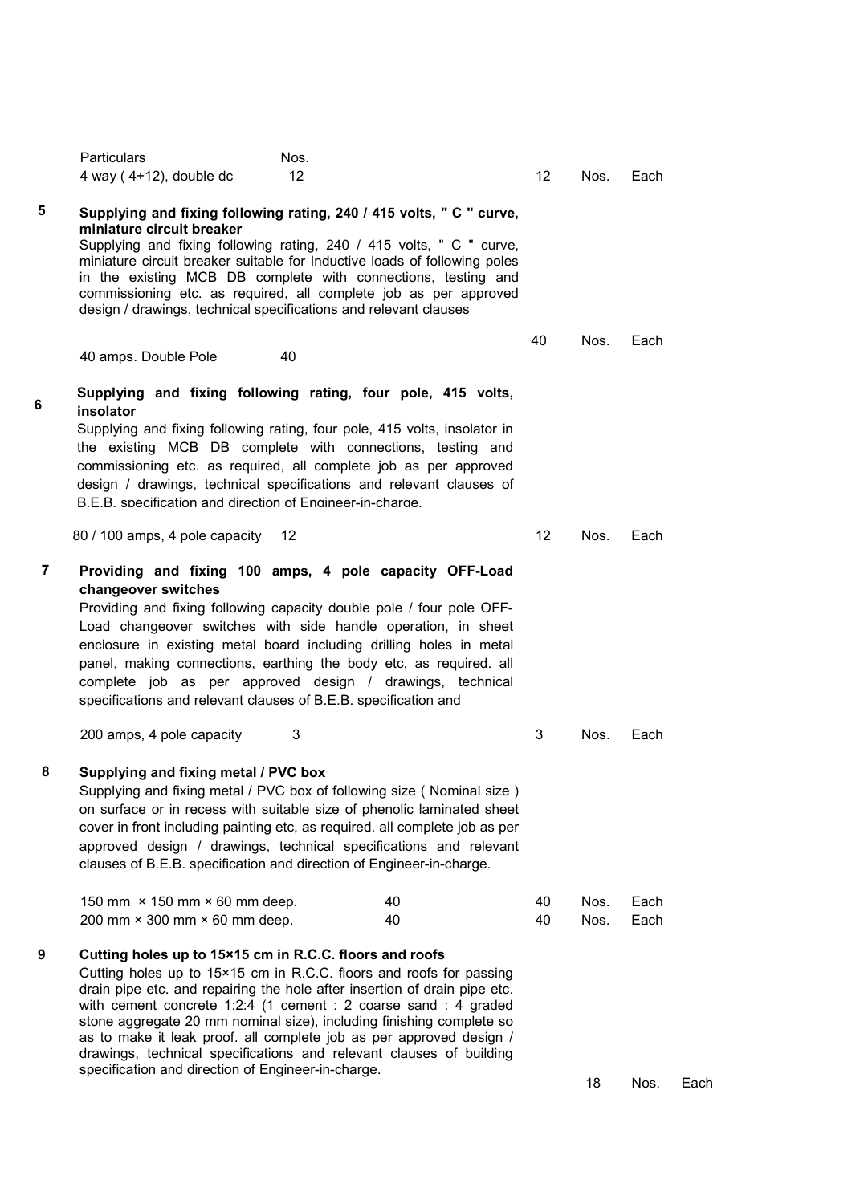| | Particulars | Nos. | Qty | Unit | Rate |
|---|---|---|---|---|---|
| | 4 way ( 4+12), double dc | 12 | 12 | Nos. | Each |
| 5 | **Supplying and fixing following rating, 240 / 415 volts, " C " curve, miniature circuit breaker**<br>Supplying and fixing following rating, 240 / 415 volts, " C " curve, miniature circuit breaker suitable for Inductive loads of following poles in the existing MCB DB complete with connections, testing and commissioning etc. as required, all complete job as per approved design / drawings, technical specifications and relevant clauses | | | | |
| | 40 amps. Double Pole | 40 | 40 | Nos. | Each |
| 6 | **Supplying and fixing following rating, four pole, 415 volts, insolator**<br>Supplying and fixing following rating, four pole, 415 volts, insolator in the existing MCB DB complete with connections, testing and commissioning etc. as required, all complete job as per approved design / drawings, technical specifications and relevant clauses of B.E.B. specification and direction of Engineer-in-charge. | | | | |
| | 80 / 100 amps, 4 pole capacity | 12 | 12 | Nos. | Each |
| 7 | **Providing and fixing 100 amps, 4 pole capacity OFF-Load changeover switches**<br>Providing and fixing following capacity double pole / four pole OFF-Load changeover switches with side handle operation, in sheet enclosure in existing metal board including drilling holes in metal panel, making connections, earthing the body etc, as required. all complete job as per approved design / drawings, technical specifications and relevant clauses of B.E.B. specification and | | | | |
| | 200 amps, 4 pole capacity | 3 | 3 | Nos. | Each |
| 8 | **Supplying and fixing metal / PVC box**<br>Supplying and fixing metal / PVC box of following size ( Nominal size ) on surface or in recess with suitable size of phenolic laminated sheet cover in front including painting etc, as required. all complete job as per approved design / drawings, technical specifications and relevant clauses of B.E.B. specification and direction of Engineer-in-charge. | | | | |
| | 150 mm × 150 mm × 60 mm deep. | 40 | 40 | Nos. | Each |
| | 200 mm × 300 mm × 60 mm deep. | 40 | 40 | Nos. | Each |
| 9 | **Cutting holes up to 15×15 cm in R.C.C. floors and roofs**<br>Cutting holes up to 15×15 cm in R.C.C. floors and roofs for passing drain pipe etc. and repairing the hole after insertion of drain pipe etc. with cement concrete 1:2:4 (1 cement : 2 coarse sand : 4 graded stone aggregate 20 mm nominal size), including finishing complete so as to make it leak proof. all complete job as per approved design / drawings, technical specifications and relevant clauses of building specification and direction of Engineer-in-charge. | | 18 | Nos. | Each |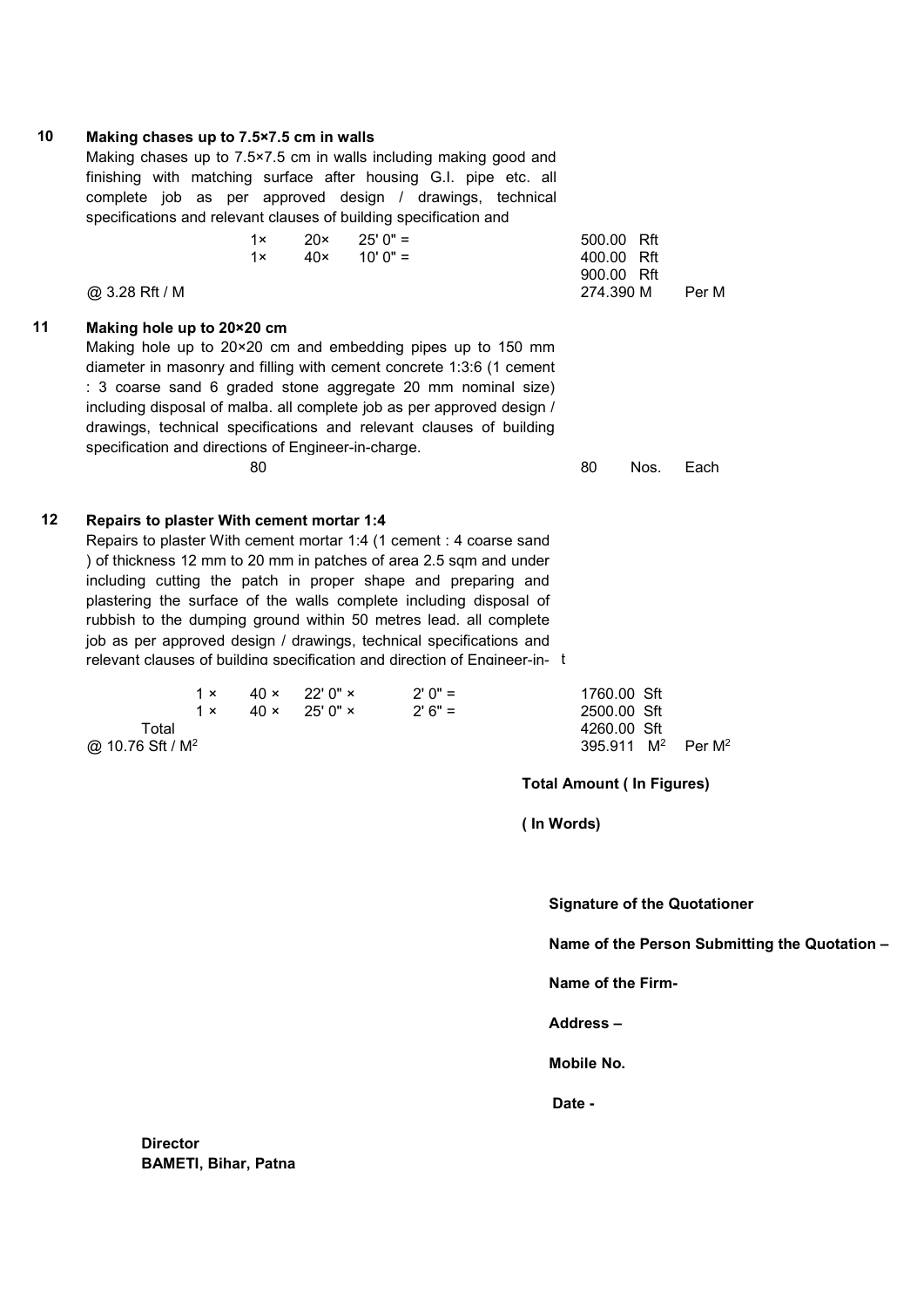**10 Making chases up to 7.5×7.5 cm in walls**

Making chases up to 7.5×7.5 cm in walls including making good and finishing with matching surface after housing G.I. pipe etc. all complete job as per approved design / drawings, technical specifications and relevant clauses of building specification and

| | | | | | |
|---|---|---|---|---|---|
| 1× | 20× | 25' 0" = | 500.00 | Rft | |
| 1× | 40× | 10' 0" = | 400.00 | Rft | |
| | | | 900.00 | Rft | |
| @ 3.28 Rft / M | | | 274.390 | M | Per M |

**11 Making hole up to 20×20 cm**

Making hole up to 20×20 cm and embedding pipes up to 150 mm diameter in masonry and filling with cement concrete 1:3:6 (1 cement : 3 coarse sand 6 graded stone aggregate 20 mm nominal size) including disposal of malba. all complete job as per approved design / drawings, technical specifications and relevant clauses of building specification and directions of Engineer-in-charge.

| | | | |
|---|---|---|---|
| 80 | 80 | Nos. | Each |

**12 Repairs to plaster With cement mortar 1:4**

Repairs to plaster With cement mortar 1:4 (1 cement : 4 coarse sand ) of thickness 12 mm to 20 mm in patches of area 2.5 sqm and under including cutting the patch in proper shape and preparing and plastering the surface of the walls complete including disposal of rubbish to the dumping ground within 50 metres lead. all complete job as per approved design / drawings, technical specifications and relevant clauses of building specification and direction of Engineer-in- t

| | | | | | | |
|---|---|---|---|---|---|---|
| 1 × | 40 × | 22' 0" × | 2' 0" = | 1760.00 | Sft | |
| 1 × | 40 × | 25' 0" × | 2' 6" = | 2500.00 | Sft | |
| Total | | | | 4260.00 | Sft | |
| @ 10.76 Sft / $M^2$ | | | | 395.911 | $M^2$ | Per $M^2$ |

**Total Amount ( In Figures)**

**( In Words)**

**Signature of the Quotationer**

**Name of the Person Submitting the Quotation –**

**Name of the Firm-**

**Address –**

**Mobile No.**

**Date -**

**Director**
**BAMETI, Bihar, Patna**